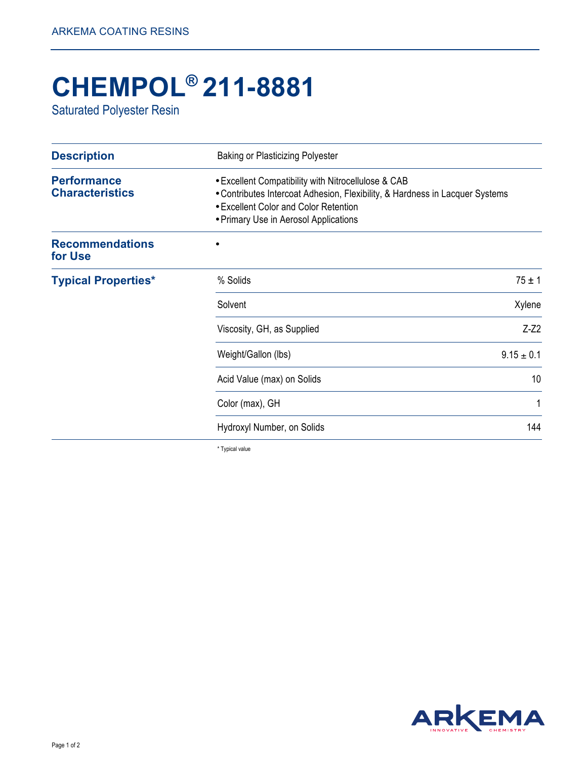# CHEMPOL® 211-8881

Saturated Polyester Resin

## Description

Baking or Plasticizing Polyester

## Performance Characteristics

- Excellent Compatibility with Nitrocellulose & CAB
- Contributes Intercoat Adhesion, Flexibility, & Hardness in Lacquer Systems
- Excellent Color and Color Retention
- Primary Use in Aerosol Applications

## Recommendations for Use

- 

## Typical Properties*

| Property | Value |
|---|---|
| % Solids | 75 ± 1 |
| Solvent | Xylene |
| Viscosity, GH, as Supplied | Z-Z2 |
| Weight/Gallon (lbs) | 9.15 ± 0.1 |
| Acid Value (max) on Solids | 10 |
| Color (max), GH | 1 |
| Hydroxyl Number, on Solids | 144 |

* Typical value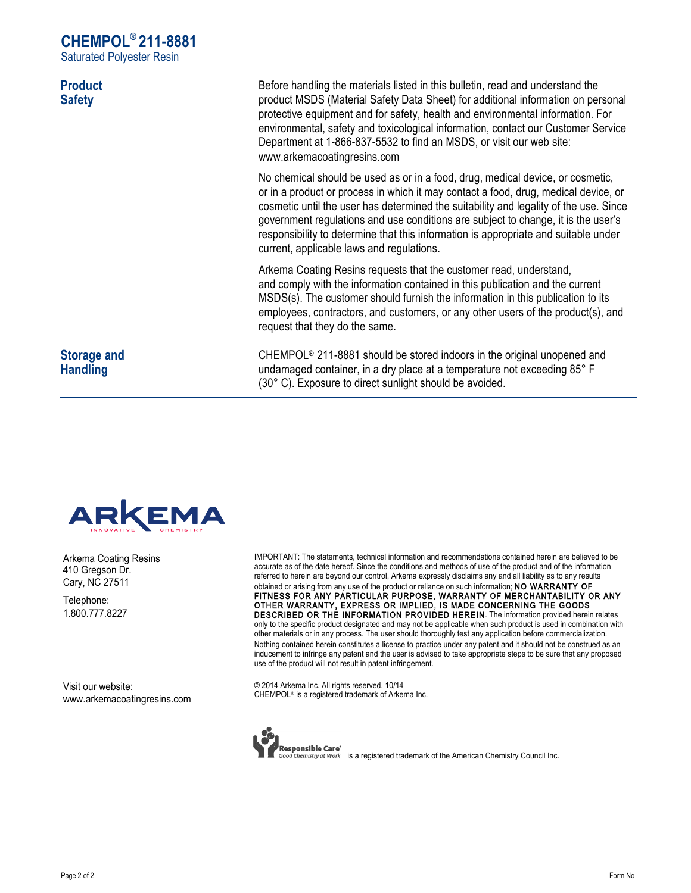# CHEMPOL® 211-8881

Saturated Polyester Resin

## Product Safety

Before handling the materials listed in this bulletin, read and understand the product MSDS (Material Safety Data Sheet) for additional information on personal protective equipment and for safety, health and environmental information. For environmental, safety and toxicological information, contact our Customer Service Department at 1-866-837-5532 to find an MSDS, or visit our web site: www.arkemacoatingresins.com

No chemical should be used as or in a food, drug, medical device, or cosmetic, or in a product or process in which it may contact a food, drug, medical device, or cosmetic until the user has determined the suitability and legality of the use. Since government regulations and use conditions are subject to change, it is the user's responsibility to determine that this information is appropriate and suitable under current, applicable laws and regulations.

Arkema Coating Resins requests that the customer read, understand, and comply with the information contained in this publication and the current MSDS(s). The customer should furnish the information in this publication to its employees, contractors, and customers, or any other users of the product(s), and request that they do the same.

## Storage and Handling

CHEMPOL® 211-8881 should be stored indoors in the original unopened and undamaged container, in a dry place at a temperature not exceeding 85° F (30° C). Exposure to direct sunlight should be avoided.

ARKEMA
INNOVATIVE CHEMISTRY

Arkema Coating Resins
410 Gregson Dr.
Cary, NC 27511

Telephone:
1.800.777.8227

Visit our website:
www.arkemacoatingresins.com

IMPORTANT: The statements, technical information and recommendations contained herein are believed to be accurate as of the date hereof. Since the conditions and methods of use of the product and of the information referred to herein are beyond our control, Arkema expressly disclaims any and all liability as to any results obtained or arising from any use of the product or reliance on such information; **NO WARRANTY OF FITNESS FOR ANY PARTICULAR PURPOSE, WARRANTY OF MERCHANTABILITY OR ANY OTHER WARRANTY, EXPRESS OR IMPLIED, IS MADE CONCERNING THE GOODS DESCRIBED OR THE INFORMATION PROVIDED HEREIN**. The information provided herein relates only to the specific product designated and may not be applicable when such product is used in combination with other materials or in any process. The user should thoroughly test any application before commercialization. Nothing contained herein constitutes a license to practice under any patent and it should not be construed as an inducement to infringe any patent and the user is advised to take appropriate steps to be sure that any proposed use of the product will not result in patent infringement.

© 2014 Arkema Inc. All rights reserved. 10/14
CHEMPOL® is a registered trademark of Arkema Inc.

Responsible Care® Good Chemistry at Work is a registered trademark of the American Chemistry Council Inc.

Form No